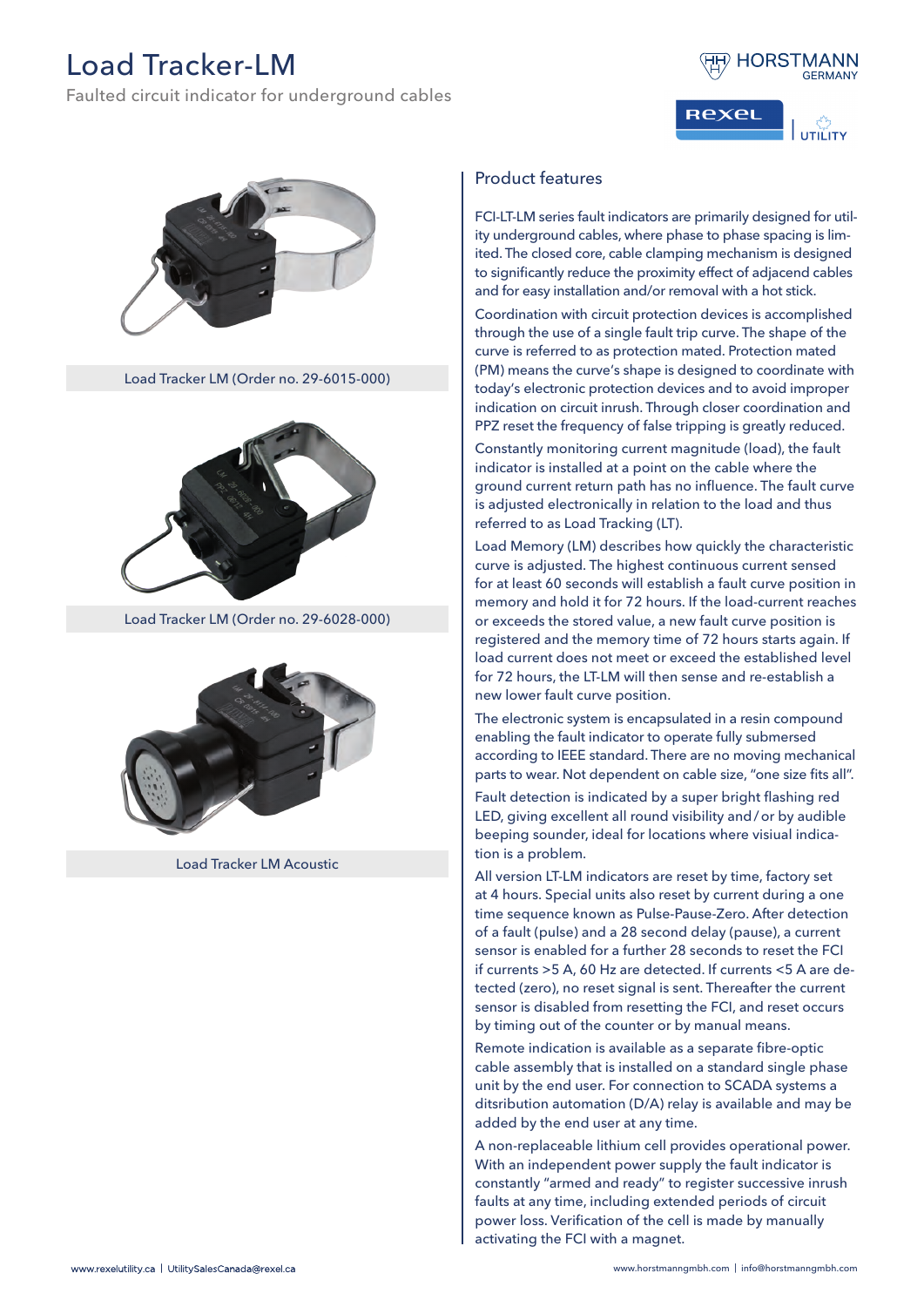# Load Tracker-LM

Faulted circuit indicator for underground cables

Load Tracker LM (Order no. 29-6015-000)

Load Tracker LM (Order no. 29-6028-000)

Load Tracker LM Acoustic

## Product features

FCI-LT-LM series fault indicators are primarily designed for utility underground cables, where phase to phase spacing is limited. The closed core, cable clamping mechanism is designed to significantly reduce the proximity effect of adjacend cables and for easy installation and/or removal with a hot stick.

Coordination with circuit protection devices is accomplished through the use of a single fault trip curve. The shape of the curve is referred to as protection mated. Protection mated (PM) means the curve's shape is designed to coordinate with today's electronic protection devices and to avoid improper indication on circuit inrush. Through closer coordination and PPZ reset the frequency of false tripping is greatly reduced.

Constantly monitoring current magnitude (load), the fault indicator is installed at a point on the cable where the ground current return path has no influence. The fault curve is adjusted electronically in relation to the load and thus referred to as Load Tracking (LT).

Load Memory (LM) describes how quickly the characteristic curve is adjusted. The highest continuous current sensed for at least 60 seconds will establish a fault curve position in memory and hold it for 72 hours. If the load-current reaches or exceeds the stored value, a new fault curve position is registered and the memory time of 72 hours starts again. If load current does not meet or exceed the established level for 72 hours, the LT-LM will then sense and re-establish a new lower fault curve position.

The electronic system is encapsulated in a resin compound enabling the fault indicator to operate fully submersed according to IEEE standard. There are no moving mechanical parts to wear. Not dependent on cable size, "one size fits all".

Fault detection is indicated by a super bright flashing red LED, giving excellent all round visibility and / or by audible beeping sounder, ideal for locations where visiual indication is a problem.

All version LT-LM indicators are reset by time, factory set at 4 hours. Special units also reset by current during a one time sequence known as Pulse-Pause-Zero. After detection of a fault (pulse) and a 28 second delay (pause), a current sensor is enabled for a further 28 seconds to reset the FCI if currents >5 A, 60 Hz are detected. If currents <5 A are detected (zero), no reset signal is sent. Thereafter the current sensor is disabled from resetting the FCI, and reset occurs by timing out of the counter or by manual means.

Remote indication is available as a separate fibre-optic cable assembly that is installed on a standard single phase unit by the end user. For connection to SCADA systems a ditsribution automation (D/A) relay is available and may be added by the end user at any time.

A non-replaceable lithium cell provides operational power. With an independent power supply the fault indicator is constantly "armed and ready" to register successive inrush faults at any time, including extended periods of circuit power loss. Verification of the cell is made by manually activating the FCI with a magnet.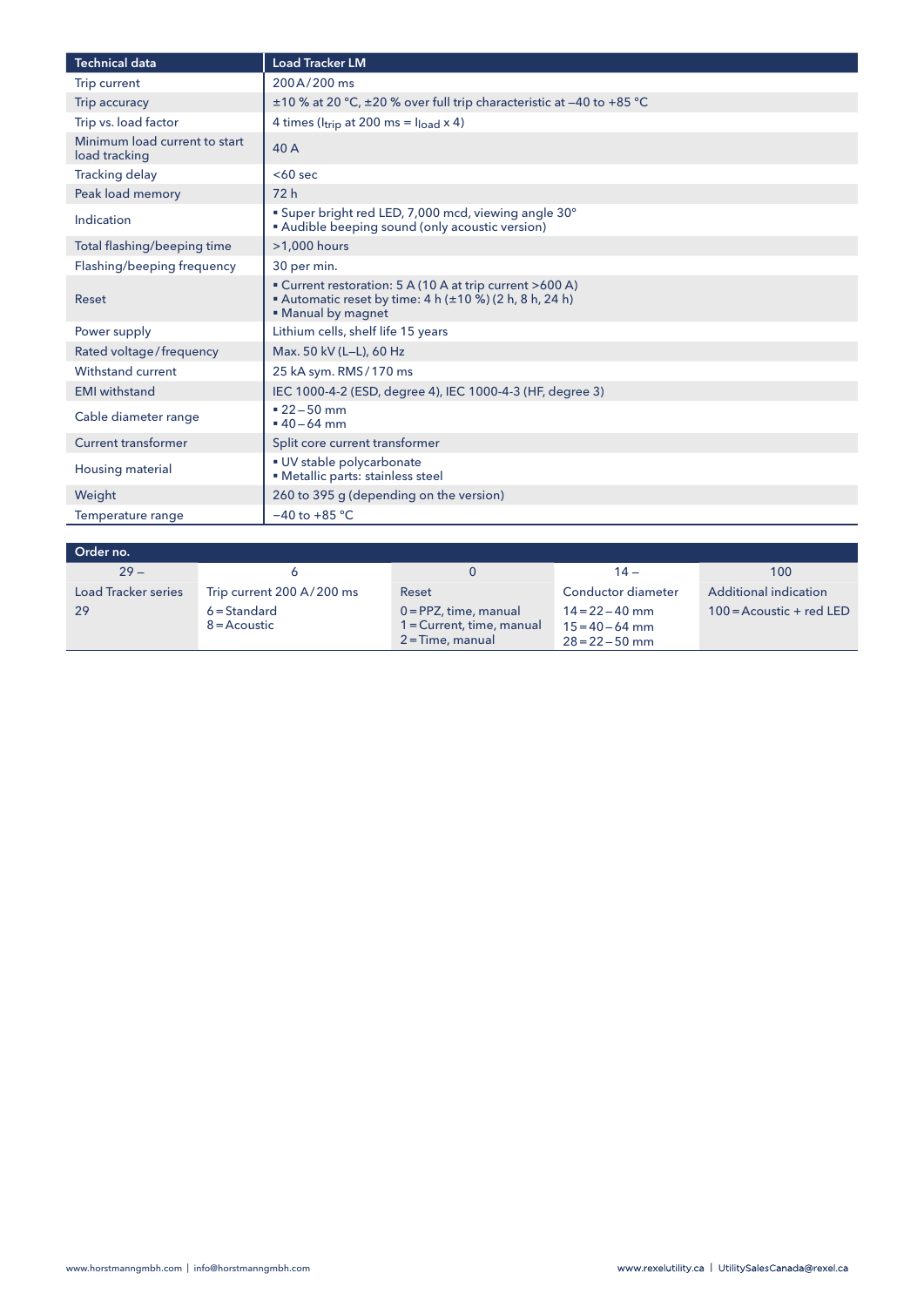| Technical data | Load Tracker LM |
|---|---|
| Trip current | 200 A / 200 ms |
| Trip accuracy | ±10 % at 20 °C, ±20 % over full trip characteristic at –40 to +85 °C |
| Trip vs. load factor | 4 times ($I_{trip}$ at 200 ms = $I_{load}$ x 4) |
| Minimum load current to start load tracking | 40 A |
| Tracking delay | <60 sec |
| Peak load memory | 72 h |
| Indication | ▪ Super bright red LED, 7,000 mcd, viewing angle 30°<br>▪ Audible beeping sound (only acoustic version) |
| Total flashing/beeping time | >1,000 hours |
| Flashing/beeping frequency | 30 per min. |
| Reset | ▪ Current restoration: 5 A (10 A at trip current >600 A)<br>▪ Automatic reset by time: 4 h (±10 %) (2 h, 8 h, 24 h)<br>▪ Manual by magnet |
| Power supply | Lithium cells, shelf life 15 years |
| Rated voltage / frequency | Max. 50 kV (L–L), 60 Hz |
| Withstand current | 25 kA sym. RMS / 170 ms |
| EMI withstand | IEC 1000-4-2 (ESD, degree 4), IEC 1000-4-3 (HF, degree 3) |
| Cable diameter range | ▪ 22 – 50 mm<br>▪ 40 – 64 mm |
| Current transformer | Split core current transformer |
| Housing material | ▪ UV stable polycarbonate<br>▪ Metallic parts: stainless steel |
| Weight | 260 to 395 g (depending on the version) |
| Temperature range | –40 to +85 °C |

| Order no. | | | | |
|---|---|---|---|---|
| 29 – | 6 | 0 | 14 – | 100 |
| Load Tracker series | Trip current 200 A / 200 ms | Reset | Conductor diameter | Additional indication |
| 29 | 6 = Standard<br>8 = Acoustic | 0 = PPZ, time, manual<br>1 = Current, time, manual<br>2 = Time, manual | 14 = 22 – 40 mm<br>15 = 40 – 64 mm<br>28 = 22 – 50 mm | 100 = Acoustic + red LED |

www.horstmanngmbh.com | info@horstmanngmbh.com

www.rexelutility.ca | UtilitySalesCanada@rexel.ca